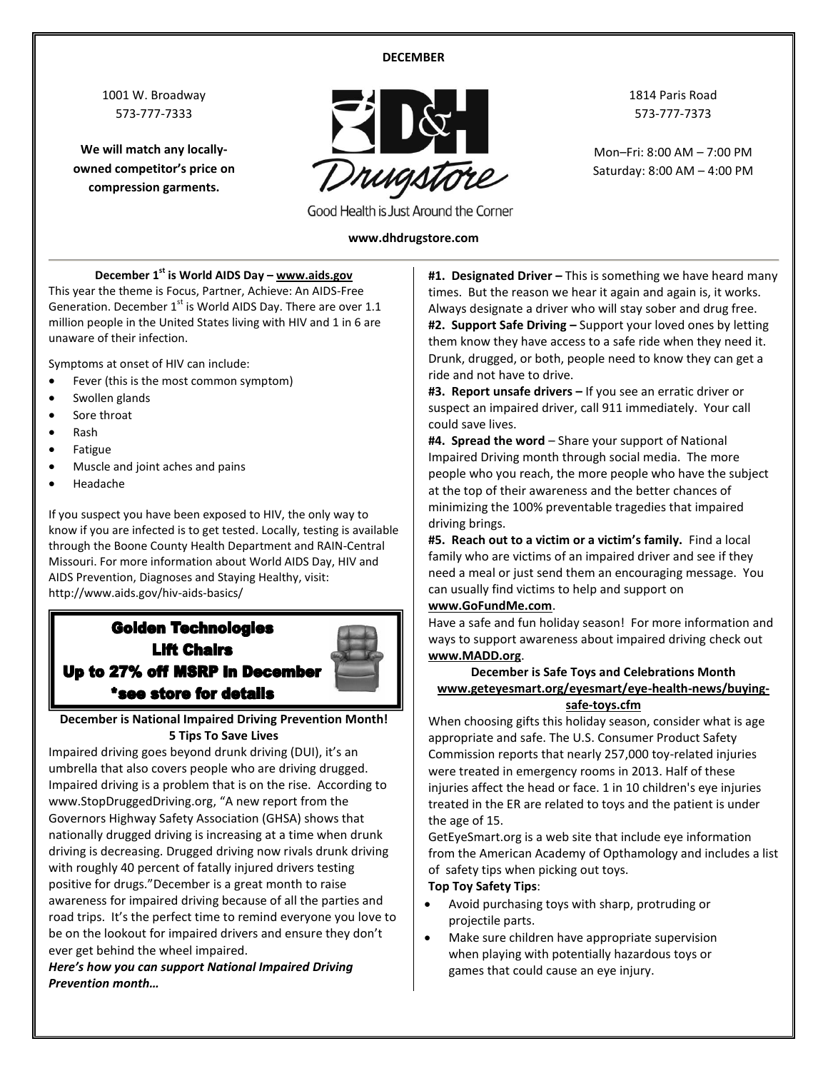**DECEMBER**

1001 W. Broadway
573-777-7333

**We will match any locally-owned competitor's price on compression garments.**

# D&H Drugstore

Good Health is Just Around the Corner

**www.dhdrugstore.com**

1814 Paris Road
573-777-7373

Mon–Fri: 8:00 AM – 7:00 PM
Saturday: 8:00 AM – 4:00 PM

---

### December 1st is World AIDS Day – www.aids.gov

This year the theme is Focus, Partner, Achieve: An AIDS-Free Generation. December 1st is World AIDS Day. There are over 1.1 million people in the United States living with HIV and 1 in 6 are unaware of their infection.

Symptoms at onset of HIV can include:

- Fever (this is the most common symptom)
- Swollen glands
- Sore throat
- Rash
- Fatigue
- Muscle and joint aches and pains
- Headache

If you suspect you have been exposed to HIV, the only way to know if you are infected is to get tested. Locally, testing is available through the Boone County Health Department and RAIN-Central Missouri. For more information about World AIDS Day, HIV and AIDS Prevention, Diagnoses and Staying Healthy, visit: http://www.aids.gov/hiv-aids-basics/

**Golden Technologies Lift Chairs**
**Up to 27% off MSRP in December**
***see store for details**

### December is National Impaired Driving Prevention Month! 5 Tips To Save Lives

Impaired driving goes beyond drunk driving (DUI), it's an umbrella that also covers people who are driving drugged. Impaired driving is a problem that is on the rise. According to www.StopDruggedDriving.org, "A new report from the Governors Highway Safety Association (GHSA) shows that nationally drugged driving is increasing at a time when drunk driving is decreasing. Drugged driving now rivals drunk driving with roughly 40 percent of fatally injured drivers testing positive for drugs."December is a great month to raise awareness for impaired driving because of all the parties and road trips. It's the perfect time to remind everyone you love to be on the lookout for impaired drivers and ensure they don't ever get behind the wheel impaired.

***Here's how you can support National Impaired Driving Prevention month…***

**#1. Designated Driver –** This is something we have heard many times. But the reason we hear it again and again is, it works. Always designate a driver who will stay sober and drug free.

**#2. Support Safe Driving –** Support your loved ones by letting them know they have access to a safe ride when they need it. Drunk, drugged, or both, people need to know they can get a ride and not have to drive.

**#3. Report unsafe drivers –** If you see an erratic driver or suspect an impaired driver, call 911 immediately. Your call could save lives.

**#4. Spread the word** – Share your support of National Impaired Driving month through social media. The more people who you reach, the more people who have the subject at the top of their awareness and the better chances of minimizing the 100% preventable tragedies that impaired driving brings.

**#5. Reach out to a victim or a victim's family.** Find a local family who are victims of an impaired driver and see if they need a meal or just send them an encouraging message. You can usually find victims to help and support on **www.GoFundMe.com**.

Have a safe and fun holiday season! For more information and ways to support awareness about impaired driving check out **www.MADD.org**.

### December is Safe Toys and Celebrations Month
**www.geteyesmart.org/eyesmart/eye-health-news/buying-safe-toys.cfm**

When choosing gifts this holiday season, consider what is age appropriate and safe. The U.S. Consumer Product Safety Commission reports that nearly 257,000 toy-related injuries were treated in emergency rooms in 2013. Half of these injuries affect the head or face. 1 in 10 children's eye injuries treated in the ER are related to toys and the patient is under the age of 15.

GetEyeSmart.org is a web site that include eye information from the American Academy of Opthamology and includes a list of safety tips when picking out toys.

**Top Toy Safety Tips**:

- Avoid purchasing toys with sharp, protruding or projectile parts.
- Make sure children have appropriate supervision when playing with potentially hazardous toys or games that could cause an eye injury.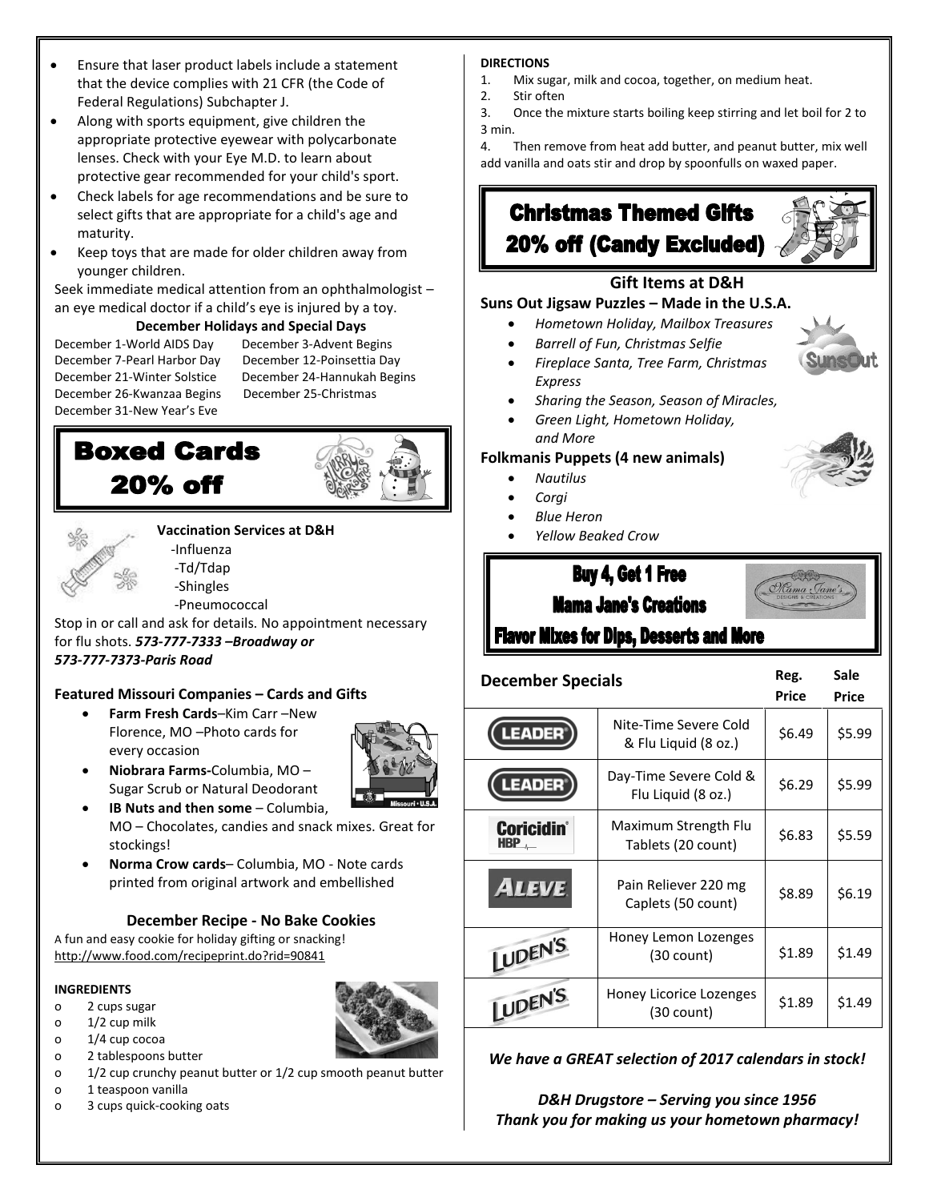- Ensure that laser product labels include a statement that the device complies with 21 CFR (the Code of Federal Regulations) Subchapter J.
- Along with sports equipment, give children the appropriate protective eyewear with polycarbonate lenses. Check with your Eye M.D. to learn about protective gear recommended for your child's sport.
- Check labels for age recommendations and be sure to select gifts that are appropriate for a child's age and maturity.
- Keep toys that are made for older children away from younger children.

Seek immediate medical attention from an ophthalmologist – an eye medical doctor if a child's eye is injured by a toy.

### December Holidays and Special Days

December 1-World AIDS Day
December 3-Advent Begins
December 7-Pearl Harbor Day
December 12-Poinsettia Day
December 21-Winter Solstice
December 24-Hannukah Begins
December 26-Kwanzaa Begins
December 25-Christmas
December 31-New Year's Eve

## Boxed Cards 20% off

### Vaccination Services at D&H

-Influenza
-Td/Tdap
-Shingles
-Pneumococcal

Stop in or call and ask for details. No appointment necessary for flu shots. ***573-777-7333 –Broadway or 573-777-7373-Paris Road***

### Featured Missouri Companies – Cards and Gifts

- **Farm Fresh Cards**–Kim Carr –New Florence, MO –Photo cards for every occasion
- **Niobrara Farms-**Columbia, MO – Sugar Scrub or Natural Deodorant
- **IB Nuts and then some** – Columbia, MO – Chocolates, candies and snack mixes. Great for stockings!
- **Norma Crow cards**– Columbia, MO - Note cards printed from original artwork and embellished

### December Recipe - No Bake Cookies

A fun and easy cookie for holiday gifting or snacking!
http://www.food.com/recipeprint.do?rid=90841

**INGREDIENTS**

- 2 cups sugar
- 1/2 cup milk
- 1/4 cup cocoa
- 2 tablespoons butter
- 1/2 cup crunchy peanut butter or 1/2 cup smooth peanut butter
- 1 teaspoon vanilla
- 3 cups quick-cooking oats

**DIRECTIONS**

1. Mix sugar, milk and cocoa, together, on medium heat.
2. Stir often
3. Once the mixture starts boiling keep stirring and let boil for 2 to 3 min.
4. Then remove from heat add butter, and peanut butter, mix well add vanilla and oats stir and drop by spoonfulls on waxed paper.

## Christmas Themed Gifts 20% off (Candy Excluded)

### Gift Items at D&H

**Suns Out Jigsaw Puzzles – Made in the U.S.A.**

- *Hometown Holiday, Mailbox Treasures*
- *Barrell of Fun, Christmas Selfie*
- *Fireplace Santa, Tree Farm, Christmas Express*
- *Sharing the Season, Season of Miracles,*
- *Green Light, Hometown Holiday, and More*

**Folkmanis Puppets (4 new animals)**

- *Nautilus*
- *Corgi*
- *Blue Heron*
- *Yellow Beaked Crow*

## Buy 4, Get 1 Free Mama Jane's Creations Flavor Mixes for Dips, Desserts and More

| December Specials | | Reg. Price | Sale Price |
|---|---|---|---|
| LEADER | Nite-Time Severe Cold & Flu Liquid (8 oz.) | $6.49 | $5.99 |
| LEADER | Day-Time Severe Cold & Flu Liquid (8 oz.) | $6.29 | $5.99 |
| Coricidin HBP | Maximum Strength Flu Tablets (20 count) | $6.83 | $5.59 |
| ALEVE | Pain Reliever 220 mg Caplets (50 count) | $8.89 | $6.19 |
| LUDEN'S | Honey Lemon Lozenges (30 count) | $1.89 | $1.49 |
| LUDEN'S | Honey Licorice Lozenges (30 count) | $1.89 | $1.49 |

***We have a GREAT selection of 2017 calendars in stock!***

***D&H Drugstore – Serving you since 1956***
***Thank you for making us your hometown pharmacy!***